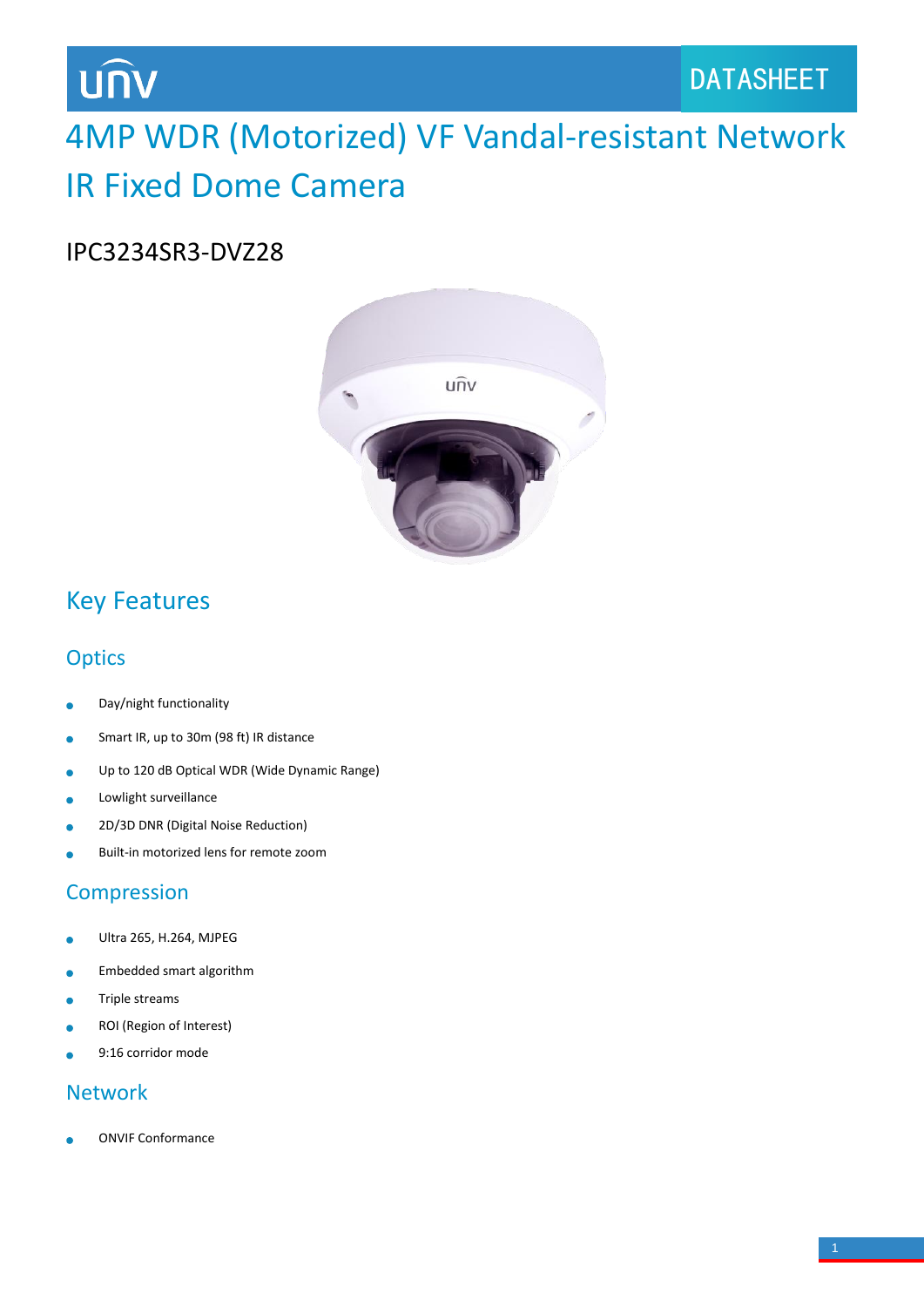unv

DATASHEET

# 4MP WDR (Motorized) VF Vandal-resistant Network IR Fixed Dome Camera

IPC3234SR3-DVZ28

## Key Features

### Optics

- Day/night functionality
- Smart IR, up to 30m (98 ft) IR distance
- Up to 120 dB Optical WDR (Wide Dynamic Range)
- Lowlight surveillance
- 2D/3D DNR (Digital Noise Reduction)
- Built-in motorized lens for remote zoom

### Compression

- Ultra 265, H.264, MJPEG
- Embedded smart algorithm
- Triple streams
- ROI (Region of Interest)
- 9:16 corridor mode

### Network

- ONVIF Conformance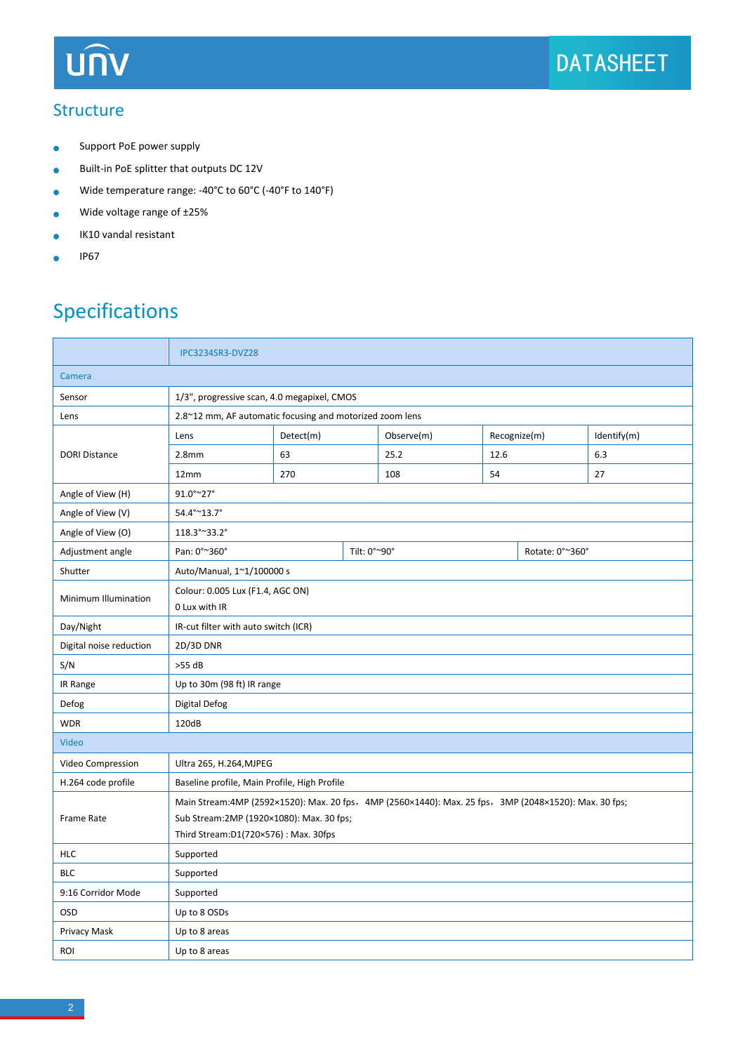## Structure

- Support PoE power supply
- Built-in PoE splitter that outputs DC 12V
- Wide temperature range: -40°C to 60°C (-40°F to 140°F)
- Wide voltage range of ±25%
- IK10 vandal resistant
- IP67

## Specifications

| | IPC3234SR3-DVZ28 | | | | |
|---|---|---|---|---|---|
| **Camera** | | | | | |
| Sensor | 1/3", progressive scan, 4.0 megapixel, CMOS | | | | |
| Lens | 2.8~12 mm, AF automatic focusing and motorized zoom lens | | | | |
| DORI Distance | Lens | Detect(m) | Observe(m) | Recognize(m) | Identify(m) |
| | 2.8mm | 63 | 25.2 | 12.6 | 6.3 |
| | 12mm | 270 | 108 | 54 | 27 |
| Angle of View (H) | 91.0°~27° | | | | |
| Angle of View (V) | 54.4°~13.7° | | | | |
| Angle of View (O) | 118.3°~33.2° | | | | |
| Adjustment angle | Pan: 0°~360° | Tilt: 0°~90° | Rotate: 0°~360° | | |
| Shutter | Auto/Manual, 1~1/100000 s | | | | |
| Minimum Illumination | Colour: 0.005 Lux (F1.4, AGC ON)<br>0 Lux with IR | | | | |
| Day/Night | IR-cut filter with auto switch (ICR) | | | | |
| Digital noise reduction | 2D/3D DNR | | | | |
| S/N | >55 dB | | | | |
| IR Range | Up to 30m (98 ft) IR range | | | | |
| Defog | Digital Defog | | | | |
| WDR | 120dB | | | | |
| **Video** | | | | | |
| Video Compression | Ultra 265, H.264,MJPEG | | | | |
| H.264 code profile | Baseline profile, Main Profile, High Profile | | | | |
| Frame Rate | Main Stream:4MP (2592×1520): Max. 20 fps，4MP (2560×1440): Max. 25 fps，3MP (2048×1520): Max. 30 fps;<br>Sub Stream:2MP (1920×1080): Max. 30 fps;<br>Third Stream:D1(720×576) : Max. 30fps | | | | |
| HLC | Supported | | | | |
| BLC | Supported | | | | |
| 9:16 Corridor Mode | Supported | | | | |
| OSD | Up to 8 OSDs | | | | |
| Privacy Mask | Up to 8 areas | | | | |
| ROI | Up to 8 areas | | | | |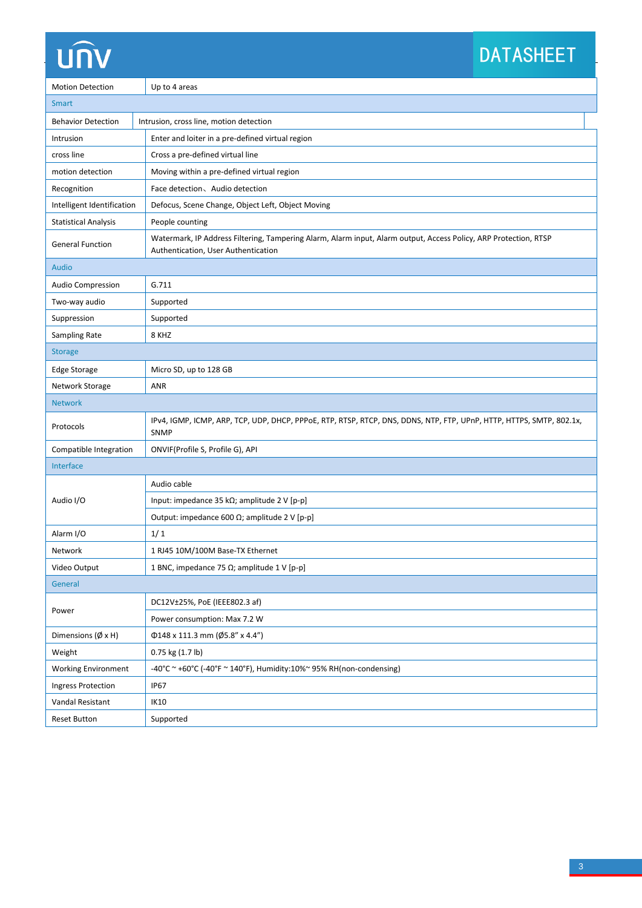| Motion Detection | Up to 4 areas |
|---|---|
| **Smart** | |
| Behavior Detection | Intrusion, cross line, motion detection |
| Intrusion | Enter and loiter in a pre-defined virtual region |
| cross line | Cross a pre-defined virtual line |
| motion detection | Moving within a pre-defined virtual region |
| Recognition | Face detection、Audio detection |
| Intelligent Identification | Defocus, Scene Change, Object Left, Object Moving |
| Statistical Analysis | People counting |
| General Function | Watermark, IP Address Filtering, Tampering Alarm, Alarm input, Alarm output, Access Policy, ARP Protection, RTSP Authentication, User Authentication |
| **Audio** | |
| Audio Compression | G.711 |
| Two-way audio | Supported |
| Suppression | Supported |
| Sampling Rate | 8 KHZ |
| **Storage** | |
| Edge Storage | Micro SD, up to 128 GB |
| Network Storage | ANR |
| **Network** | |
| Protocols | IPv4, IGMP, ICMP, ARP, TCP, UDP, DHCP, PPPoE, RTP, RTSP, RTCP, DNS, DDNS, NTP, FTP, UPnP, HTTP, HTTPS, SMTP, 802.1x, SNMP |
| Compatible Integration | ONVIF(Profile S, Profile G), API |
| **Interface** | |
| Audio I/O | Audio cable |
| | Input: impedance 35 kΩ; amplitude 2 V [p-p] |
| | Output: impedance 600 Ω; amplitude 2 V [p-p] |
| Alarm I/O | 1/ 1 |
| Network | 1 RJ45 10M/100M Base-TX Ethernet |
| Video Output | 1 BNC, impedance 75 Ω; amplitude 1 V [p-p] |
| **General** | |
| Power | DC12V±25%, PoE (IEEE802.3 af) |
| | Power consumption: Max 7.2 W |
| Dimensions (Ø x H) | Φ148 x 111.3 mm (Ø5.8" x 4.4") |
| Weight | 0.75 kg (1.7 lb) |
| Working Environment | -40°C ~ +60°C (-40°F ~ 140°F), Humidity:10%~ 95% RH(non-condensing) |
| Ingress Protection | IP67 |
| Vandal Resistant | IK10 |
| Reset Button | Supported |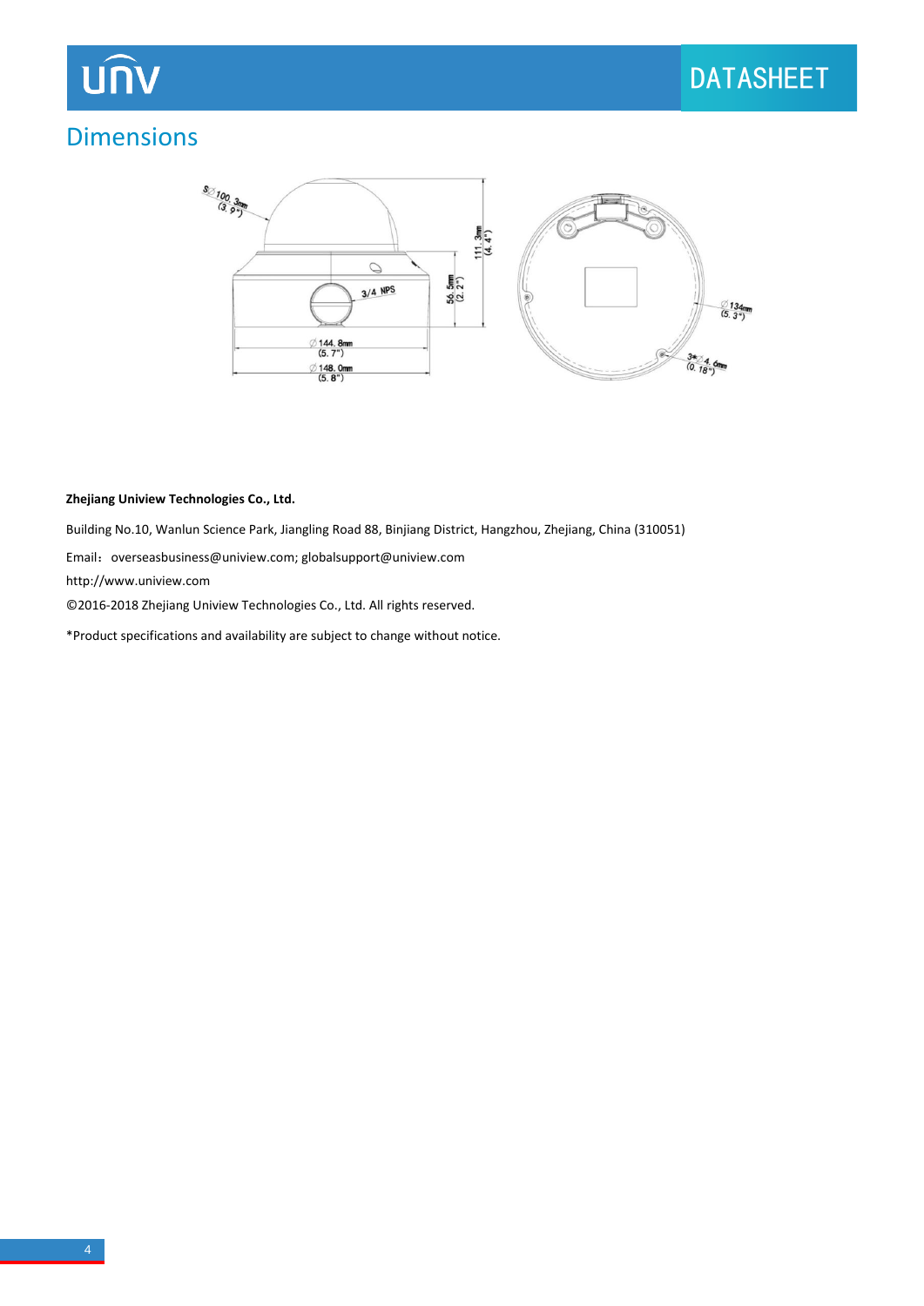## Dimensions

S∅100.3mm
(3.9")

111.3mm
(4.4")

56.5mm
(2.2")

3/4 NPS

∅144.8mm
(5.7")

∅148.0mm
(5.8")

∅134mm
(5.3")

3*∅4.6mm
(0.18")

**Zhejiang Uniview Technologies Co., Ltd.**

Building No.10, Wanlun Science Park, Jiangling Road 88, Binjiang District, Hangzhou, Zhejiang, China (310051)

Email：overseasbusiness@uniview.com; globalsupport@uniview.com

http://www.uniview.com

©2016-2018 Zhejiang Uniview Technologies Co., Ltd. All rights reserved.

*Product specifications and availability are subject to change without notice.